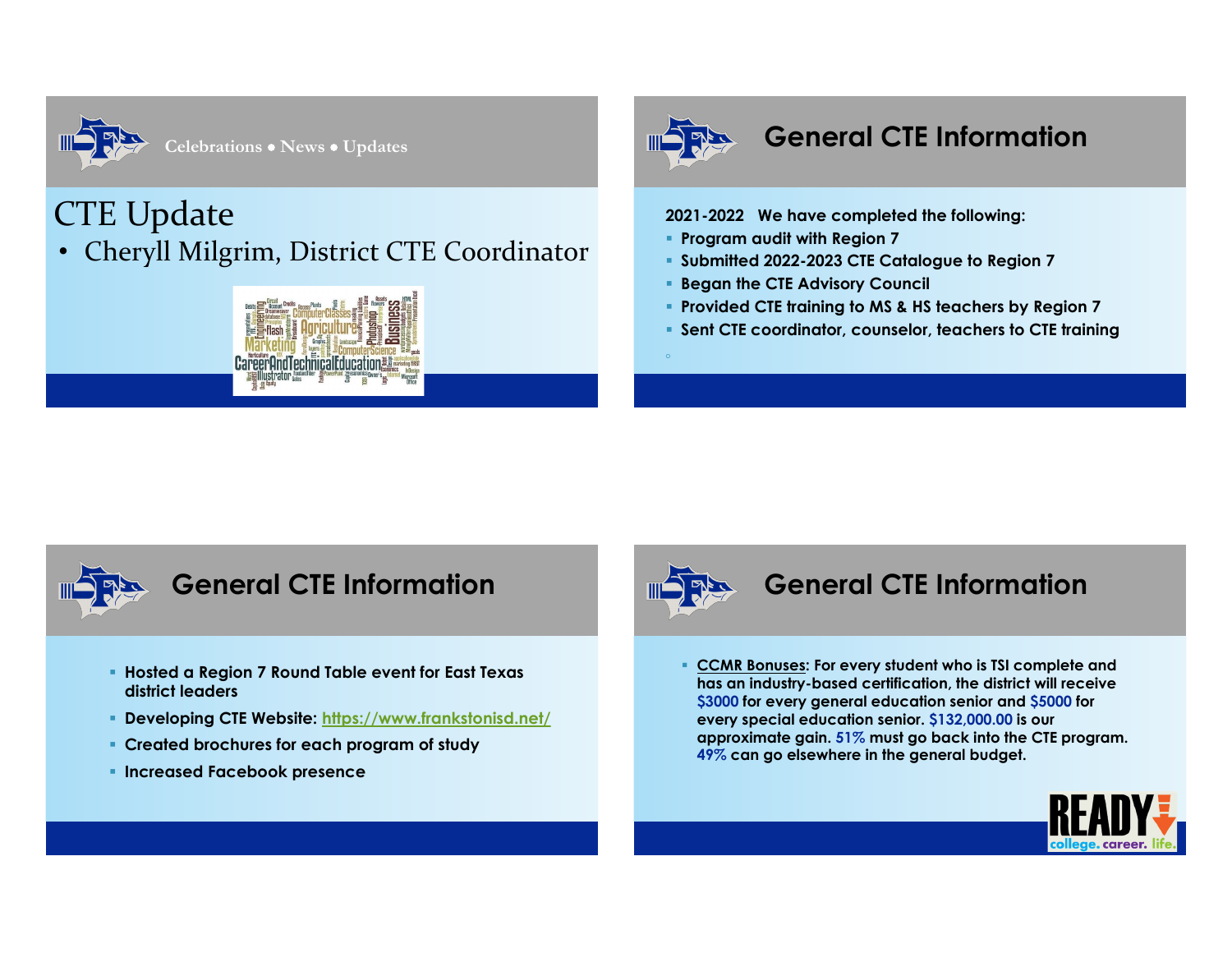Celebrations • News • Updates

# CTE Update

- Cheryll Milgrim, District CTE Coordinator

## General CTE Information

**2021-2022 We have completed the following:**

- **Program audit with Region 7**
- **Submitted 2022-2023 CTE Catalogue to Region 7**
- **Began the CTE Advisory Council**
- **Provided CTE training to MS & HS teachers by Region 7**
- **Sent CTE coordinator, counselor, teachers to CTE training**

## General CTE Information

- **Hosted a Region 7 Round Table event for East Texas district leaders**
- **Developing CTE Website: https://www.frankstonisd.net/**
- **Created brochures for each program of study**
- **Increased Facebook presence**

## General CTE Information

- **CCMR Bonuses: For every student who is TSI complete and has an industry-based certification, the district will receive $3000 for every general education senior and $5000 for every special education senior. $132,000.00 is our approximate gain. 51% must go back into the CTE program. 49% can go elsewhere in the general budget.**

READY college. career. life.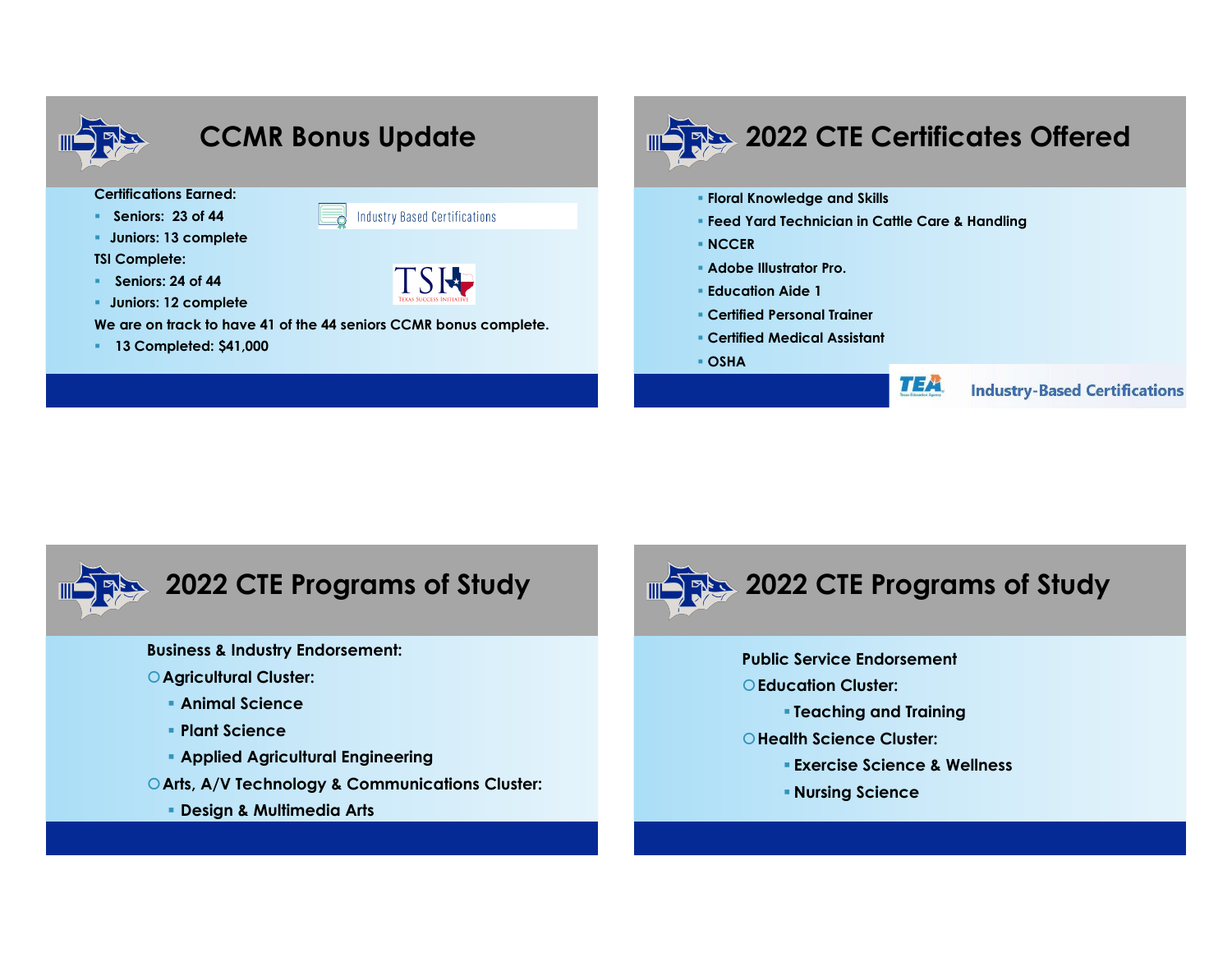## CCMR Bonus Update

**Certifications Earned:**

- **Seniors: 23 of 44**
- **Juniors: 13 complete**

**TSI Complete:**

- **Seniors: 24 of 44**
- **Juniors: 12 complete**

Industry Based Certifications

TSI Texas Success Initiative

**We are on track to have 41 of the 44 seniors CCMR bonus complete.**

- **13 Completed: $41,000**

## 2022 CTE Certificates Offered

- **Floral Knowledge and Skills**
- **Feed Yard Technician in Cattle Care & Handling**
- **NCCER**
- **Adobe Illustrator Pro.**
- **Education Aide 1**
- **Certified Personal Trainer**
- **Certified Medical Assistant**
- **OSHA**

TEA Industry-Based Certifications

## 2022 CTE Programs of Study

**Business & Industry Endorsement:**

- **Agricultural Cluster:**
  - **Animal Science**
  - **Plant Science**
  - **Applied Agricultural Engineering**
- **Arts, A/V Technology & Communications Cluster:**
  - **Design & Multimedia Arts**

## 2022 CTE Programs of Study

**Public Service Endorsement**

- **Education Cluster:**
  - **Teaching and Training**
- **Health Science Cluster:**
  - **Exercise Science & Wellness**
  - **Nursing Science**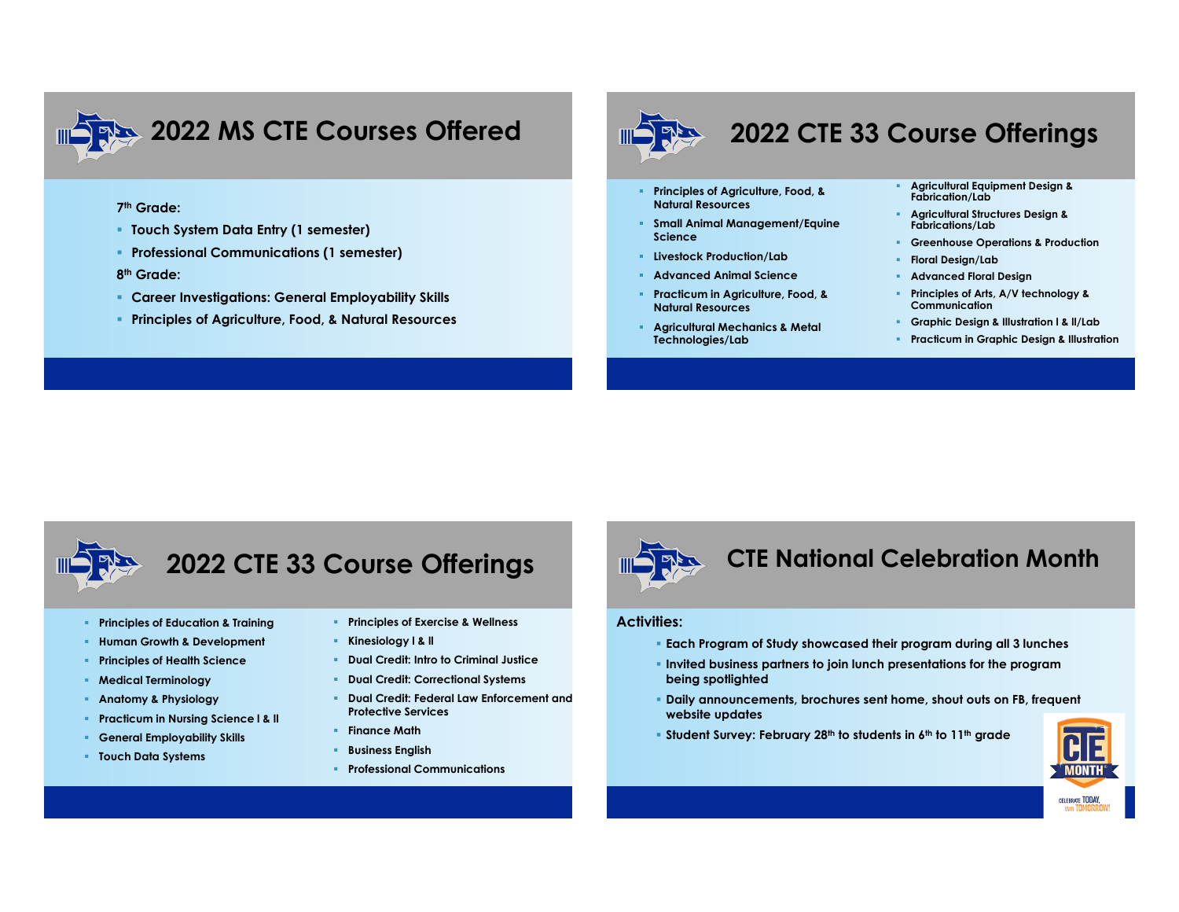## 2022 MS CTE Courses Offered

7th Grade:

- Touch System Data Entry (1 semester)
- Professional Communications (1 semester)

8th Grade:

- Career Investigations: General Employability Skills
- Principles of Agriculture, Food, & Natural Resources

## 2022 CTE 33 Course Offerings

- Principles of Agriculture, Food, & Natural Resources
- Small Animal Management/Equine Science
- Livestock Production/Lab
- Advanced Animal Science
- Practicum in Agriculture, Food, & Natural Resources
- Agricultural Mechanics & Metal Technologies/Lab
- Agricultural Equipment Design & Fabrication/Lab
- Agricultural Structures Design & Fabrications/Lab
- Greenhouse Operations & Production
- Floral Design/Lab
- Advanced Floral Design
- Principles of Arts, A/V technology & Communication
- Graphic Design & Illustration I & II/Lab
- Practicum in Graphic Design & Illustration

## 2022 CTE 33 Course Offerings

- Principles of Education & Training
- Human Growth & Development
- Principles of Health Science
- Medical Terminology
- Anatomy & Physiology
- Practicum in Nursing Science I & II
- General Employability Skills
- Touch Data Systems
- Principles of Exercise & Wellness
- Kinesiology I & II
- Dual Credit: Intro to Criminal Justice
- Dual Credit: Correctional Systems
- Dual Credit: Federal Law Enforcement and Protective Services
- Finance Math
- Business English
- Professional Communications

## CTE National Celebration Month

**Activities:**

- Each Program of Study showcased their program during all 3 lunches
- Invited business partners to join lunch presentations for the program being spotlighted
- Daily announcements, brochures sent home, shout outs on FB, frequent website updates
- Student Survey: February 28th to students in 6th to 11th grade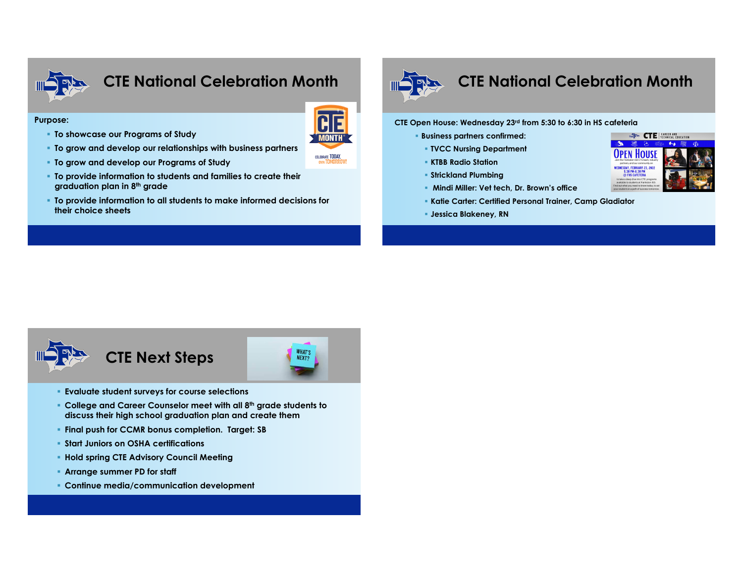## CTE National Celebration Month

**Purpose:**

- To showcase our Programs of Study
- To grow and develop our relationships with business partners
- To grow and develop our Programs of Study
- To provide information to students and families to create their graduation plan in 8th grade
- To provide information to all students to make informed decisions for their choice sheets

## CTE National Celebration Month

**CTE Open House: Wednesday 23rd from 5:30 to 6:30 in HS cafeteria**

- **Business partners confirmed:**
  - TVCC Nursing Department
  - KTBB Radio Station
  - Strickland Plumbing
  - Mindi Miller: Vet tech, Dr. Brown's office
  - Katie Carter: Certified Personal Trainer, Camp Gladiator
  - Jessica Blakeney, RN

## CTE Next Steps

- Evaluate student surveys for course selections
- College and Career Counselor meet with all 8th grade students to discuss their high school graduation plan and create them
- Final push for CCMR bonus completion. Target: SB
- Start Juniors on OSHA certifications
- Hold spring CTE Advisory Council Meeting
- Arrange summer PD for staff
- Continue media/communication development